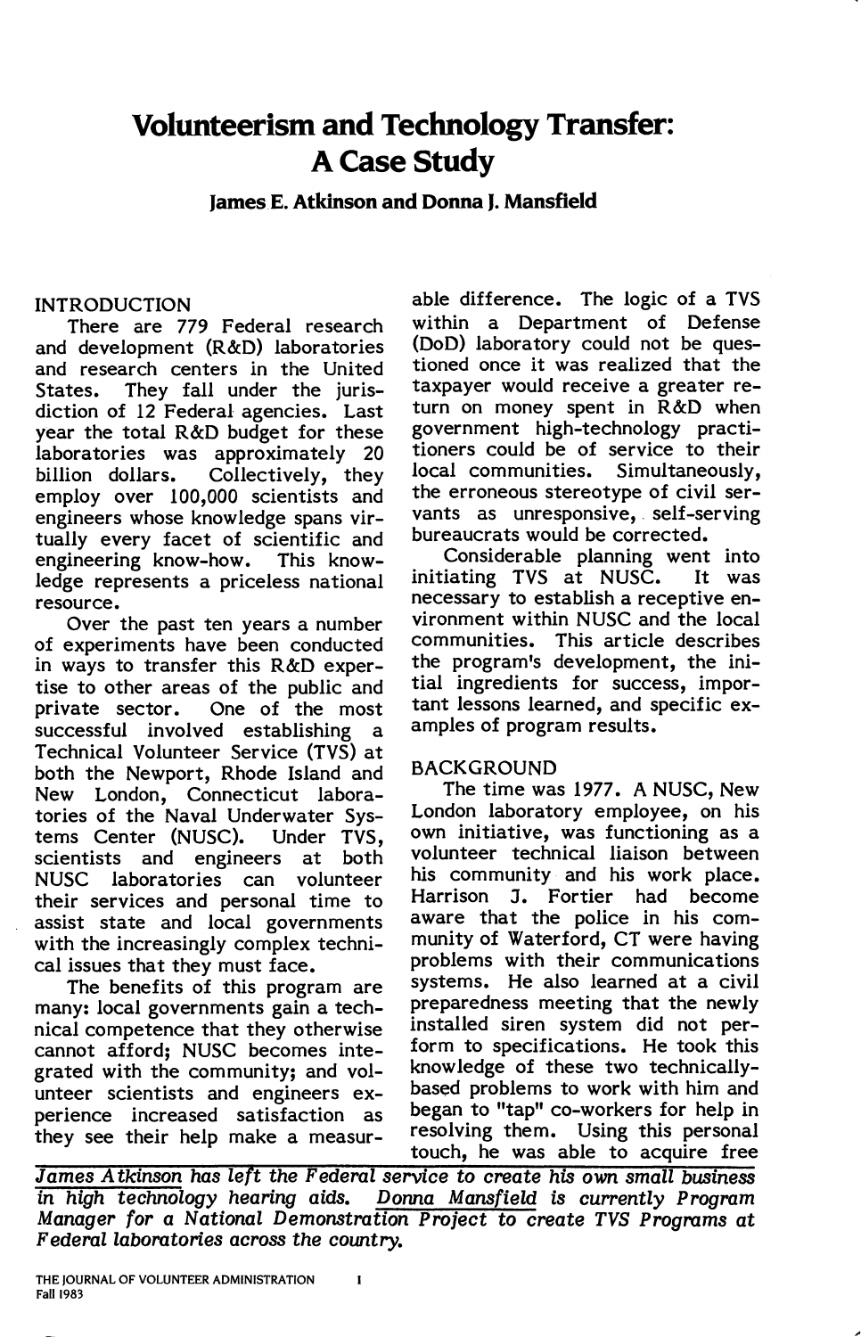# Volunteerism and Technology Transfer: A Case Study

**James E. Atkinson and Donna J. Mansfield**

## INTRODUCTION

There are 779 Federal research and development (R&D) laboratories and research centers in the United States. They fall under the jurisdiction of 12 Federal agencies. Last year the total R&D budget for these laboratories was approximately 20 billion dollars. Collectively, they employ over 100,000 scientists and engineers whose knowledge spans virtually every facet of scientific and engineering know-how. This knowledge represents a priceless national resource.

Over the past ten years a number of experiments have been conducted in ways to transfer this R&D expertise to other areas of the public and private sector. One of the most successful involved establishing a Technical Volunteer Service (TVS) at both the Newport, Rhode Island and New London, Connecticut laboratories of the Naval Underwater Systems Center (NUSC). Under TVS, scientists and engineers at both NUSC laboratories can volunteer their services and personal time to assist state and local governments with the increasingly complex technical issues that they must face.

The benefits of this program are many: local governments gain a technical competence that they otherwise cannot afford; NUSC becomes integrated with the community; and volunteer scientists and engineers experience increased satisfaction as they see their help make a measurable difference. The logic of a TVS within a Department of Defense (DoD) laboratory could not be questioned once it was realized that the taxpayer would receive a greater return on money spent in R&D when government high-technology practitioners could be of service to their local communities. Simultaneously, the erroneous stereotype of civil servants as unresponsive, self-serving bureaucrats would be corrected.

Considerable planning went into initiating TVS at NUSC. It was necessary to establish a receptive environment within NUSC and the local communities. This article describes the program's development, the initial ingredients for success, important lessons learned, and specific examples of program results.

## BACKGROUND

The time was 1977. A NUSC, New London laboratory employee, on his own initiative, was functioning as a volunteer technical liaison between his community and his work place. Harrison J. Fortier had become aware that the police in his community of Waterford, CT were having problems with their communications systems. He also learned at a civil preparedness meeting that the newly installed siren system did not perform to specifications. He took this knowledge of these two technically-based problems to work with him and began to "tap" co-workers for help in resolving them. Using this personal touch, he was able to acquire free

*<u>James Atkinson</u> has left the Federal service to create his own small business in high technology hearing aids. <u>Donna Mansfield</u> is currently Program Manager for a National Demonstration Project to create TVS Programs at Federal laboratories across the country.*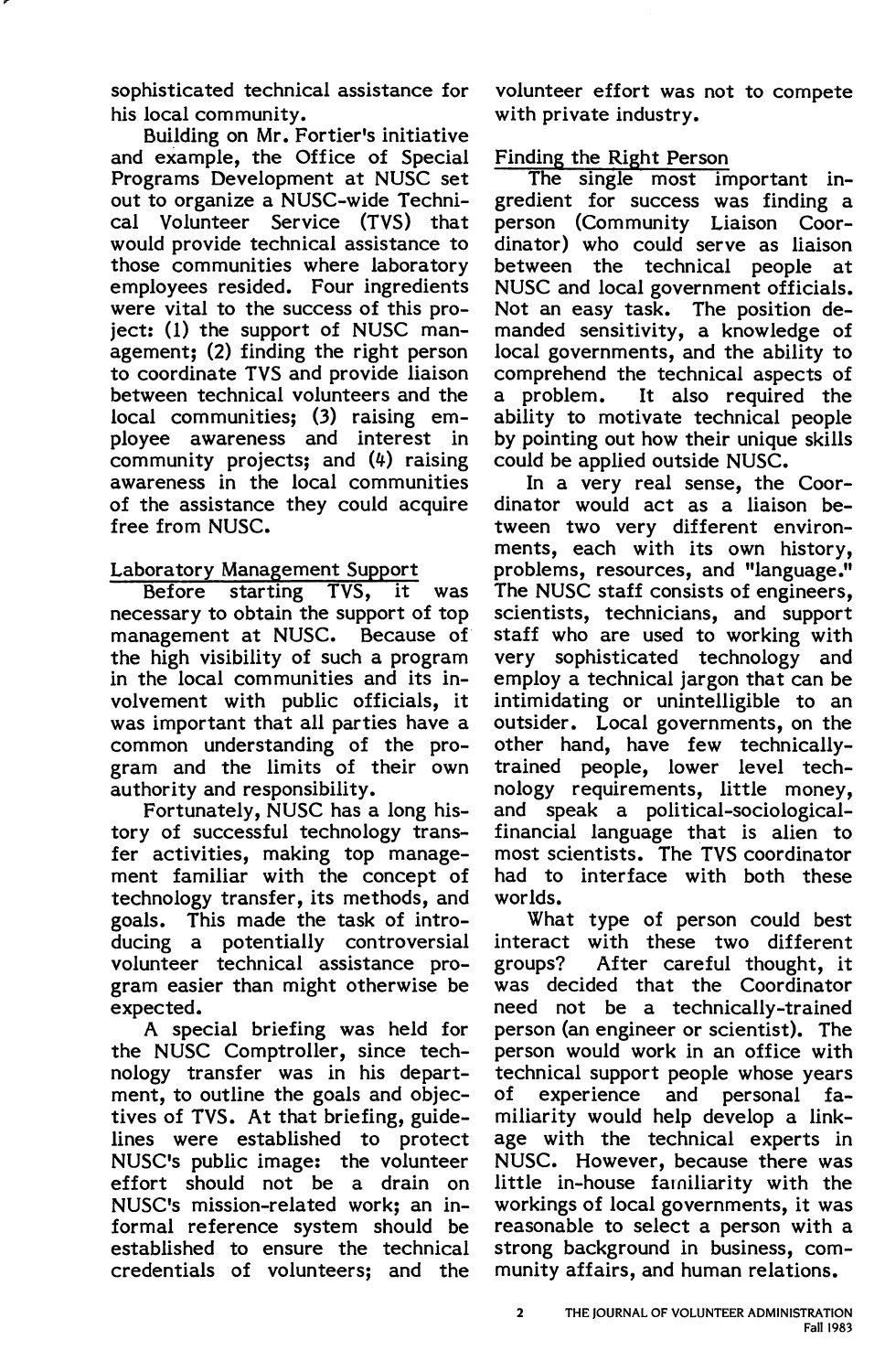sophisticated technical assistance for his local community.

Building on Mr. Fortier's initiative and example, the Office of Special Programs Development at NUSC set out to organize a NUSC-wide Technical Volunteer Service (TVS) that would provide technical assistance to those communities where laboratory employees resided. Four ingredients were vital to the success of this project: (1) the support of NUSC management; (2) finding the right person to coordinate TVS and provide liaison between technical volunteers and the local communities; (3) raising employee awareness and interest in community projects; and (4) raising awareness in the local communities of the assistance they could acquire free from NUSC.

## Laboratory Management Support

Before starting TVS, it was necessary to obtain the support of top management at NUSC. Because of the high visibility of such a program in the local communities and its involvement with public officials, it was important that all parties have a common understanding of the program and the limits of their own authority and responsibility.

Fortunately, NUSC has a long history of successful technology transfer activities, making top management familiar with the concept of technology transfer, its methods, and goals. This made the task of introducing a potentially controversial volunteer technical assistance program easier than might otherwise be expected.

A special briefing was held for the NUSC Comptroller, since technology transfer was in his department, to outline the goals and objectives of TVS. At that briefing, guidelines were established to protect NUSC's public image: the volunteer effort should not be a drain on NUSC's mission-related work; an informal reference system should be established to ensure the technical credentials of volunteers; and the volunteer effort was not to compete with private industry.

## Finding the Right Person

The single most important ingredient for success was finding a person (Community Liaison Coordinator) who could serve as liaison between the technical people at NUSC and local government officials. Not an easy task. The position demanded sensitivity, a knowledge of local governments, and the ability to comprehend the technical aspects of a problem. It also required the ability to motivate technical people by pointing out how their unique skills could be applied outside NUSC.

In a very real sense, the Coordinator would act as a liaison between two very different environments, each with its own history, problems, resources, and "language." The NUSC staff consists of engineers, scientists, technicians, and support staff who are used to working with very sophisticated technology and employ a technical jargon that can be intimidating or unintelligible to an outsider. Local governments, on the other hand, have few technically-trained people, lower level technology requirements, little money, and speak a political-sociological-financial language that is alien to most scientists. The TVS coordinator had to interface with both these worlds.

What type of person could best interact with these two different groups? After careful thought, it was decided that the Coordinator need not be a technically-trained person (an engineer or scientist). The person would work in an office with technical support people whose years of experience and personal familiarity would help develop a linkage with the technical experts in NUSC. However, because there was little in-house familiarity with the workings of local governments, it was reasonable to select a person with a strong background in business, community affairs, and human relations.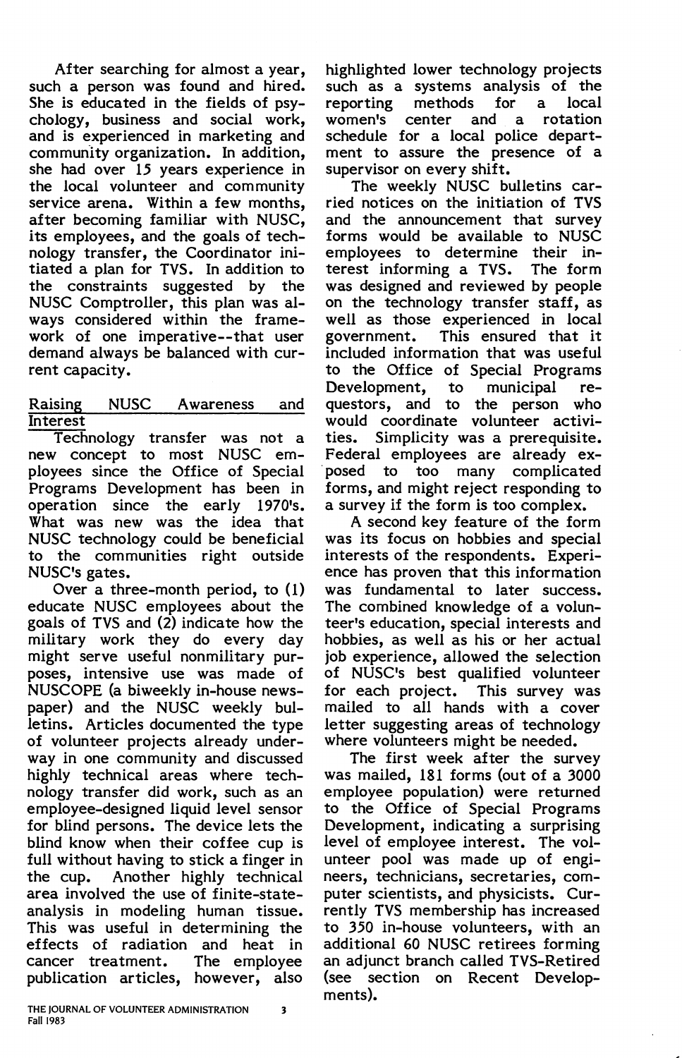After searching for almost a year, such a person was found and hired. She is educated in the fields of psychology, business and social work, and is experienced in marketing and community organization. In addition, she had over 15 years experience in the local volunteer and community service arena. Within a few months, after becoming familiar with NUSC, its employees, and the goals of technology transfer, the Coordinator initiated a plan for TVS. In addition to the constraints suggested by the NUSC Comptroller, this plan was always considered within the framework of one imperative--that user demand always be balanced with current capacity.

## Raising NUSC Awareness and Interest

Technology transfer was not a new concept to most NUSC employees since the Office of Special Programs Development has been in operation since the early 1970's. What was new was the idea that NUSC technology could be beneficial to the communities right outside NUSC's gates.

Over a three-month period, to (1) educate NUSC employees about the goals of TVS and (2) indicate how the military work they do every day might serve useful nonmilitary purposes, intensive use was made of NUSCOPE (a biweekly in-house newspaper) and the NUSC weekly bulletins. Articles documented the type of volunteer projects already underway in one community and discussed highly technical areas where technology transfer did work, such as an employee-designed liquid level sensor for blind persons. The device lets the blind know when their coffee cup is full without having to stick a finger in the cup. Another highly technical area involved the use of finite-state-analysis in modeling human tissue. This was useful in determining the effects of radiation and heat in cancer treatment. The employee publication articles, however, also highlighted lower technology projects such as a systems analysis of the reporting methods for a local women's center and a rotation schedule for a local police department to assure the presence of a supervisor on every shift.

The weekly NUSC bulletins carried notices on the initiation of TVS and the announcement that survey forms would be available to NUSC employees to determine their interest informing a TVS. The form was designed and reviewed by people on the technology transfer staff, as well as those experienced in local government. This ensured that it included information that was useful to the Office of Special Programs Development, to municipal requestors, and to the person who would coordinate volunteer activities. Simplicity was a prerequisite. Federal employees are already exposed to too many complicated forms, and might reject responding to a survey if the form is too complex.

A second key feature of the form was its focus on hobbies and special interests of the respondents. Experience has proven that this information was fundamental to later success. The combined knowledge of a volunteer's education, special interests and hobbies, as well as his or her actual job experience, allowed the selection of NUSC's best qualified volunteer for each project. This survey was mailed to all hands with a cover letter suggesting areas of technology where volunteers might be needed.

The first week after the survey was mailed, 181 forms (out of a 3000 employee population) were returned to the Office of Special Programs Development, indicating a surprising level of employee interest. The volunteer pool was made up of engineers, technicians, secretaries, computer scientists, and physicists. Currently TVS membership has increased to 350 in-house volunteers, with an additional 60 NUSC retirees forming an adjunct branch called TVS-Retired (see section on Recent Developments).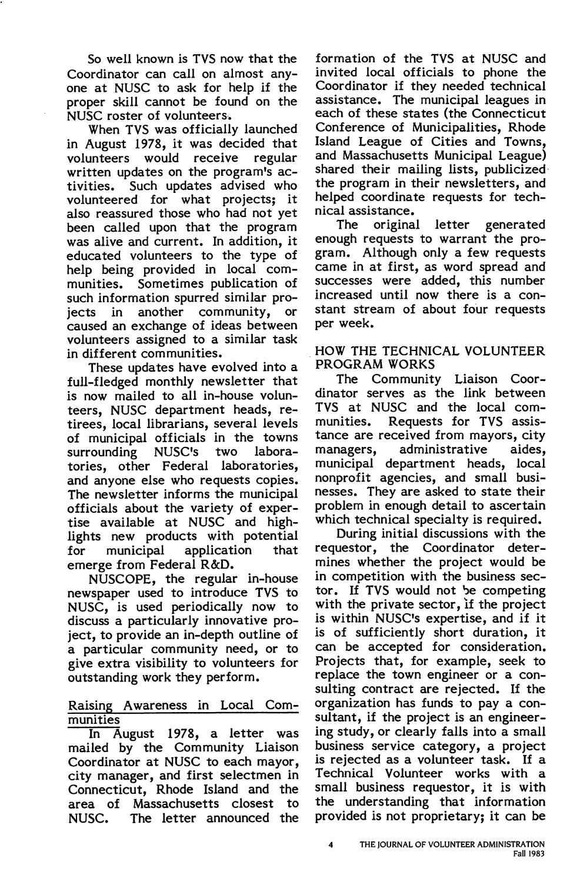So well known is TVS now that the Coordinator can call on almost anyone at NUSC to ask for help if the proper skill cannot be found on the NUSC roster of volunteers.

When TVS was officially launched in August 1978, it was decided that volunteers would receive regular written updates on the program's activities. Such updates advised who volunteered for what projects; it also reassured those who had not yet been called upon that the program was alive and current. In addition, it educated volunteers to the type of help being provided in local communities. Sometimes publication of such information spurred similar projects in another community, or caused an exchange of ideas between volunteers assigned to a similar task in different communities.

These updates have evolved into a full-fledged monthly newsletter that is now mailed to all in-house volunteers, NUSC department heads, retirees, local librarians, several levels of municipal officials in the towns surrounding NUSC's two laboratories, other Federal laboratories, and anyone else who requests copies. The newsletter informs the municipal officials about the variety of expertise available at NUSC and highlights new products with potential for municipal application that emerge from Federal R&D.

NUSCOPE, the regular in-house newspaper used to introduce TVS to NUSC, is used periodically now to discuss a particularly innovative project, to provide an in-depth outline of a particular community need, or to give extra visibility to volunteers for outstanding work they perform.

### Raising Awareness in Local Communities

In August 1978, a letter was mailed by the Community Liaison Coordinator at NUSC to each mayor, city manager, and first selectmen in Connecticut, Rhode Island and the area of Massachusetts closest to NUSC. The letter announced the formation of the TVS at NUSC and invited local officials to phone the Coordinator if they needed technical assistance. The municipal leagues in each of these states (the Connecticut Conference of Municipalities, Rhode Island League of Cities and Towns, and Massachusetts Municipal League) shared their mailing lists, publicized the program in their newsletters, and helped coordinate requests for technical assistance.

The original letter generated enough requests to warrant the program. Although only a few requests came in at first, as word spread and successes were added, this number increased until now there is a constant stream of about four requests per week.

## HOW THE TECHNICAL VOLUNTEER PROGRAM WORKS

The Community Liaison Coordinator serves as the link between TVS at NUSC and the local communities. Requests for TVS assistance are received from mayors, city managers, administrative aides, municipal department heads, local nonprofit agencies, and small businesses. They are asked to state their problem in enough detail to ascertain which technical specialty is required.

During initial discussions with the requestor, the Coordinator determines whether the project would be in competition with the business sector. If TVS would not be competing with the private sector, if the project is within NUSC's expertise, and if it is of sufficiently short duration, it can be accepted for consideration. Projects that, for example, seek to replace the town engineer or a consulting contract are rejected. If the organization has funds to pay a consultant, if the project is an engineering study, or clearly falls into a small business service category, a project is rejected as a volunteer task. If a Technical Volunteer works with a small business requestor, it is with the understanding that information provided is not proprietary; it can be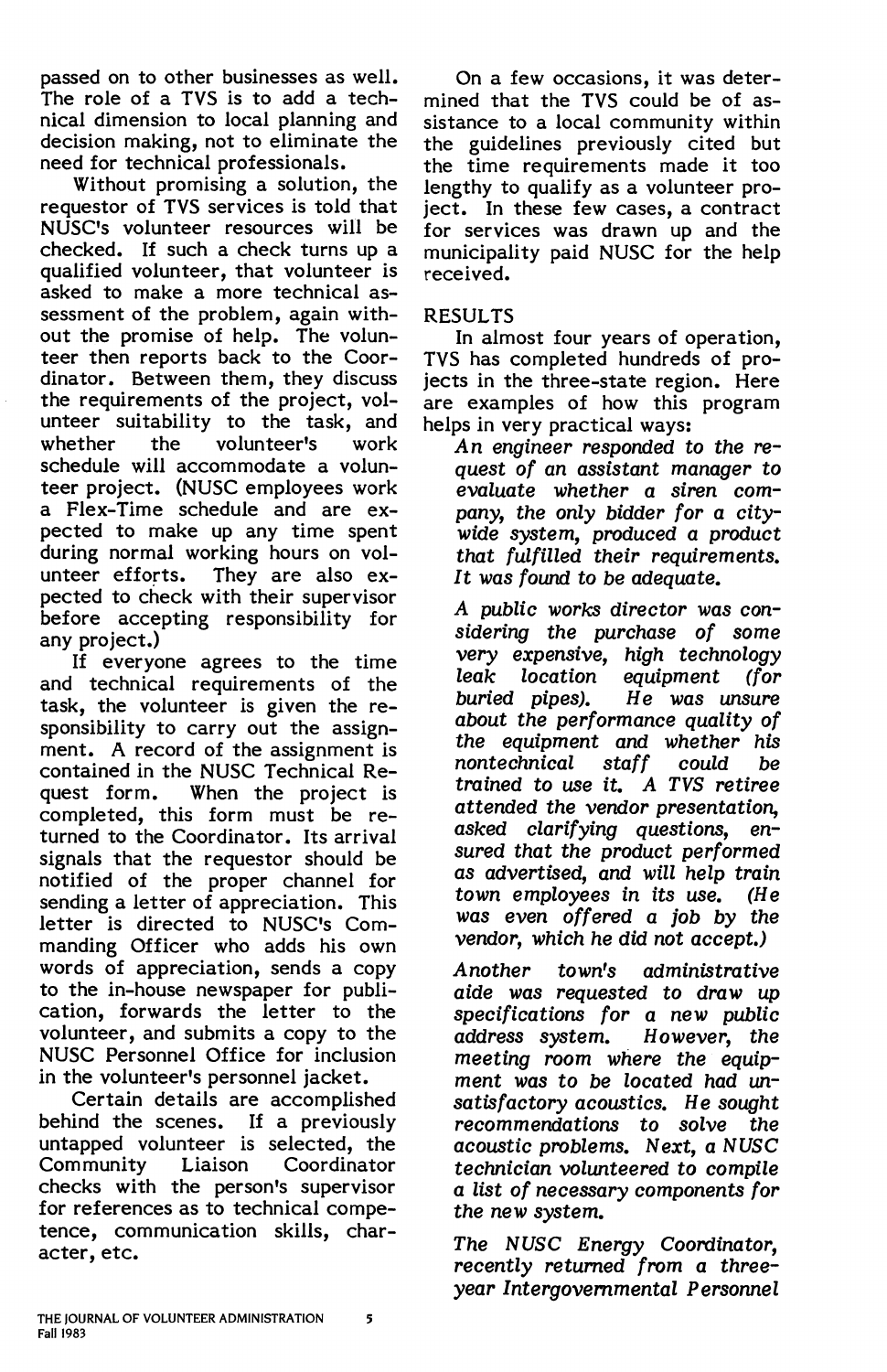passed on to other businesses as well. The role of a TVS is to add a technical dimension to local planning and decision making, not to eliminate the need for technical professionals.

Without promising a solution, the requestor of TVS services is told that NUSC's volunteer resources will be checked. If such a check turns up a qualified volunteer, that volunteer is asked to make a more technical assessment of the problem, again without the promise of help. The volunteer then reports back to the Coordinator. Between them, they discuss the requirements of the project, volunteer suitability to the task, and whether the volunteer's work schedule will accommodate a volunteer project. (NUSC employees work a Flex-Time schedule and are expected to make up any time spent during normal working hours on volunteer efforts. They are also expected to check with their supervisor before accepting responsibility for any project.)

If everyone agrees to the time and technical requirements of the task, the volunteer is given the responsibility to carry out the assignment. A record of the assignment is contained in the NUSC Technical Request form. When the project is completed, this form must be returned to the Coordinator. Its arrival signals that the requestor should be notified of the proper channel for sending a letter of appreciation. This letter is directed to NUSC's Commanding Officer who adds his own words of appreciation, sends a copy to the in-house newspaper for publication, forwards the letter to the volunteer, and submits a copy to the NUSC Personnel Office for inclusion in the volunteer's personnel jacket.

Certain details are accomplished behind the scenes. If a previously untapped volunteer is selected, the Community Liaison Coordinator checks with the person's supervisor for references as to technical competence, communication skills, character, etc.

On a few occasions, it was determined that the TVS could be of assistance to a local community within the guidelines previously cited but the time requirements made it too lengthy to qualify as a volunteer project. In these few cases, a contract for services was drawn up and the municipality paid NUSC for the help received.

## RESULTS

In almost four years of operation, TVS has completed hundreds of projects in the three-state region. Here are examples of how this program helps in very practical ways:

*An engineer responded to the request of an assistant manager to evaluate whether a siren company, the only bidder for a citywide system, produced a product that fulfilled their requirements. It was found to be adequate.*

*A public works director was considering the purchase of some very expensive, high technology leak location equipment (for buried pipes). He was unsure about the performance quality of the equipment and whether his nontechnical staff could be trained to use it. A TVS retiree attended the vendor presentation, asked clarifying questions, ensured that the product performed as advertised, and will help train town employees in its use. (He was even offered a job by the vendor, which he did not accept.)*

*Another town's administrative aide was requested to draw up specifications for a new public address system. However, the meeting room where the equipment was to be located had unsatisfactory acoustics. He sought recommendations to solve the acoustic problems. Next, a NUSC technician volunteered to compile a list of necessary components for the new system.*

*The NUSC Energy Coordinator, recently returned from a three-year Intergovernmental Personnel*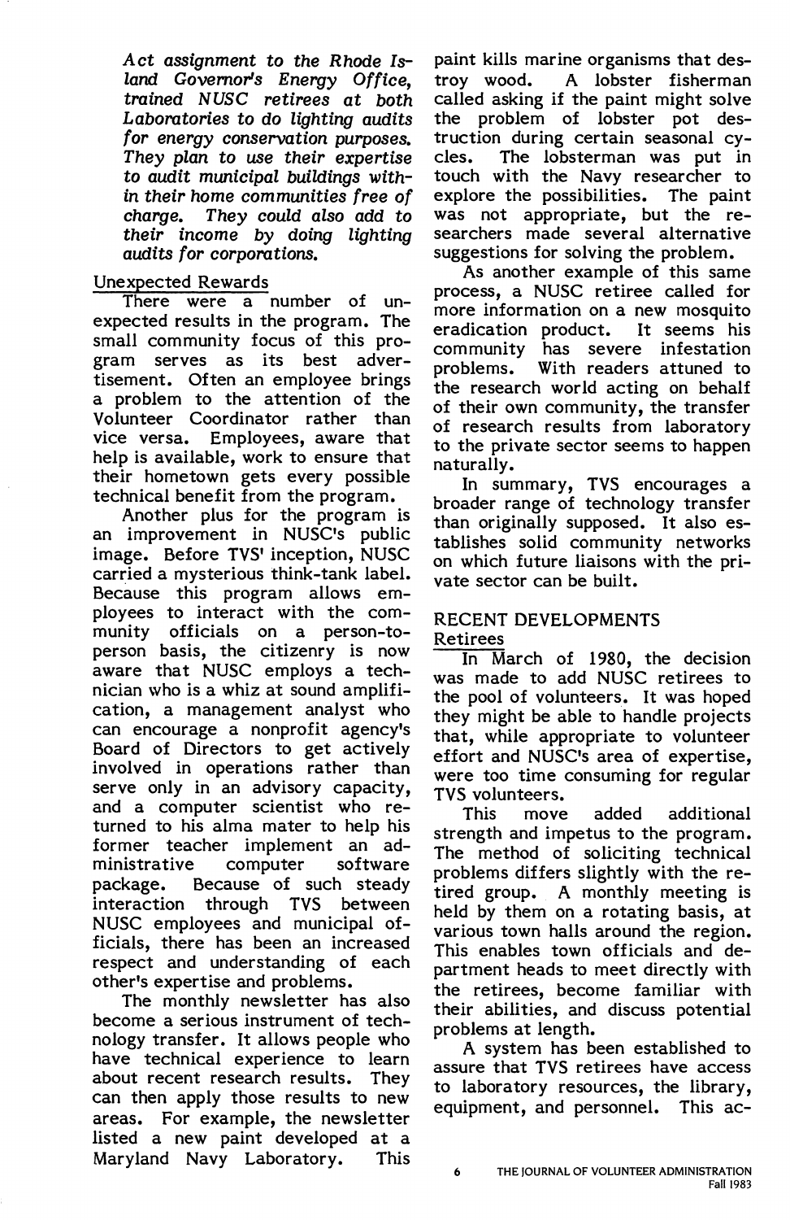*Act assignment to the Rhode Island Governor's Energy Office, trained NUSC retirees at both Laboratories to do lighting audits for energy conservation purposes. They plan to use their expertise to audit municipal buildings within their home communities free of charge. They could also add to their income by doing lighting audits for corporations.*

Unexpected Rewards

There were a number of unexpected results in the program. The small community focus of this program serves as its best advertisement. Often an employee brings a problem to the attention of the Volunteer Coordinator rather than vice versa. Employees, aware that help is available, work to ensure that their hometown gets every possible technical benefit from the program.

Another plus for the program is an improvement in NUSC's public image. Before TVS' inception, NUSC carried a mysterious think-tank label. Because this program allows employees to interact with the community officials on a person-to-person basis, the citizenry is now aware that NUSC employs a technician who is a whiz at sound amplification, a management analyst who can encourage a nonprofit agency's Board of Directors to get actively involved in operations rather than serve only in an advisory capacity, and a computer scientist who returned to his alma mater to help his former teacher implement an administrative computer software package. Because of such steady interaction through TVS between NUSC employees and municipal officials, there has been an increased respect and understanding of each other's expertise and problems.

The monthly newsletter has also become a serious instrument of technology transfer. It allows people who have technical experience to learn about recent research results. They can then apply those results to new areas. For example, the newsletter listed a new paint developed at a Maryland Navy Laboratory. This paint kills marine organisms that destroy wood. A lobster fisherman called asking if the paint might solve the problem of lobster pot destruction during certain seasonal cycles. The lobsterman was put in touch with the Navy researcher to explore the possibilities. The paint was not appropriate, but the researchers made several alternative suggestions for solving the problem.

As another example of this same process, a NUSC retiree called for more information on a new mosquito eradication product. It seems his community has severe infestation problems. With readers attuned to the research world acting on behalf of their own community, the transfer of research results from laboratory to the private sector seems to happen naturally.

In summary, TVS encourages a broader range of technology transfer than originally supposed. It also establishes solid community networks on which future liaisons with the private sector can be built.

## RECENT DEVELOPMENTS

Retirees

In March of 1980, the decision was made to add NUSC retirees to the pool of volunteers. It was hoped they might be able to handle projects that, while appropriate to volunteer effort and NUSC's area of expertise, were too time consuming for regular TVS volunteers.

This move added additional strength and impetus to the program. The method of soliciting technical problems differs slightly with the retired group. A monthly meeting is held by them on a rotating basis, at various town halls around the region. This enables town officials and department heads to meet directly with the retirees, become familiar with their abilities, and discuss potential problems at length.

A system has been established to assure that TVS retirees have access to laboratory resources, the library, equipment, and personnel. This ac-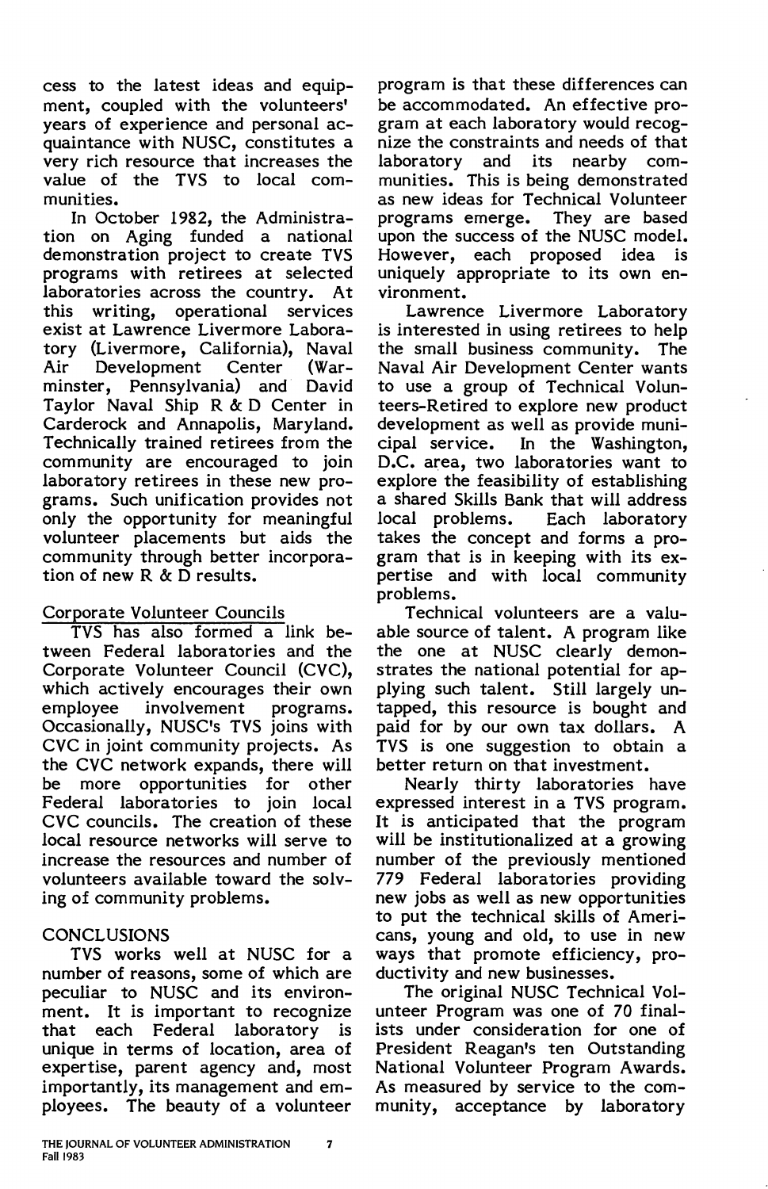cess to the latest ideas and equipment, coupled with the volunteers' years of experience and personal acquaintance with NUSC, constitutes a very rich resource that increases the value of the TVS to local communities.

In October 1982, the Administration on Aging funded a national demonstration project to create TVS programs with retirees at selected laboratories across the country. At this writing, operational services exist at Lawrence Livermore Laboratory (Livermore, California), Naval Air Development Center (Warminster, Pennsylvania) and David Taylor Naval Ship R & D Center in Carderock and Annapolis, Maryland. Technically trained retirees from the community are encouraged to join laboratory retirees in these new programs. Such unification provides not only the opportunity for meaningful volunteer placements but aids the community through better incorporation of new R & D results.

## Corporate Volunteer Councils

TVS has also formed a link between Federal laboratories and the Corporate Volunteer Council (CVC), which actively encourages their own employee involvement programs. Occasionally, NUSC's TVS joins with CVC in joint community projects. As the CVC network expands, there will be more opportunities for other Federal laboratories to join local CVC councils. The creation of these local resource networks will serve to increase the resources and number of volunteers available toward the solving of community problems.

## CONCLUSIONS

TVS works well at NUSC for a number of reasons, some of which are peculiar to NUSC and its environment. It is important to recognize that each Federal laboratory is unique in terms of location, area of expertise, parent agency and, most importantly, its management and employees. The beauty of a volunteer program is that these differences can be accommodated. An effective program at each laboratory would recognize the constraints and needs of that laboratory and its nearby communities. This is being demonstrated as new ideas for Technical Volunteer programs emerge. They are based upon the success of the NUSC model. However, each proposed idea is uniquely appropriate to its own environment.

Lawrence Livermore Laboratory is interested in using retirees to help the small business community. The Naval Air Development Center wants to use a group of Technical Volunteers-Retired to explore new product development as well as provide municipal service. In the Washington, D.C. area, two laboratories want to explore the feasibility of establishing a shared Skills Bank that will address local problems. Each laboratory takes the concept and forms a program that is in keeping with its expertise and with local community problems.

Technical volunteers are a valuable source of talent. A program like the one at NUSC clearly demonstrates the national potential for applying such talent. Still largely untapped, this resource is bought and paid for by our own tax dollars. A TVS is one suggestion to obtain a better return on that investment.

Nearly thirty laboratories have expressed interest in a TVS program. It is anticipated that the program will be institutionalized at a growing number of the previously mentioned 779 Federal laboratories providing new jobs as well as new opportunities to put the technical skills of Americans, young and old, to use in new ways that promote efficiency, productivity and new businesses.

The original NUSC Technical Volunteer Program was one of 70 finalists under consideration for one of President Reagan's ten Outstanding National Volunteer Program Awards. As measured by service to the community, acceptance by laboratory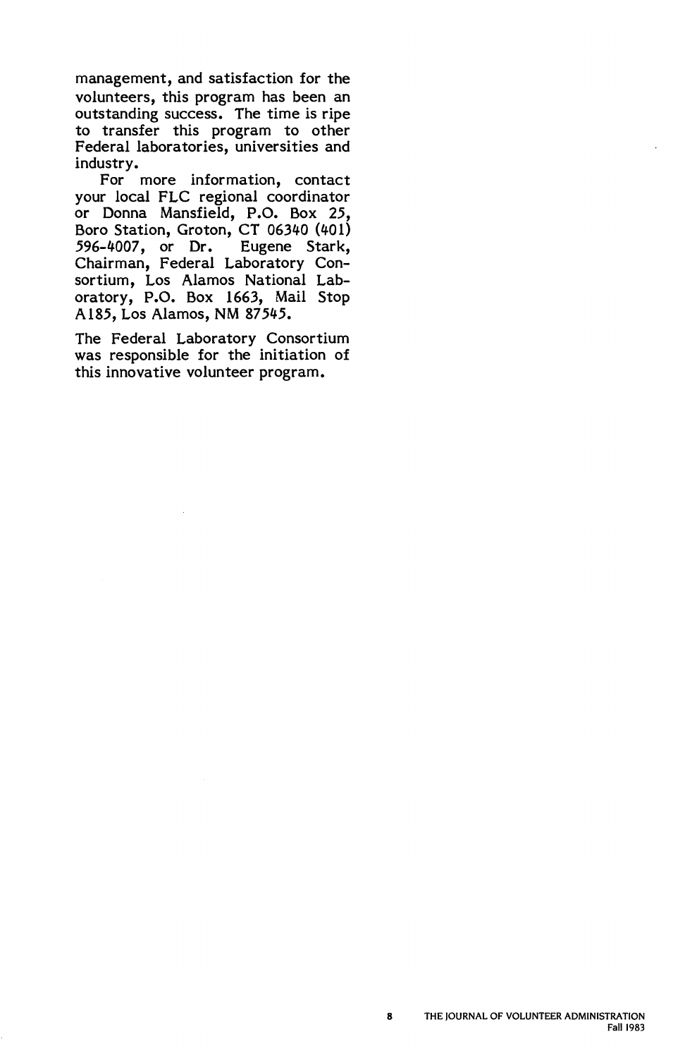management, and satisfaction for the volunteers, this program has been an outstanding success. The time is ripe to transfer this program to other Federal laboratories, universities and industry.

For more information, contact your local FLC regional coordinator or Donna Mansfield, P.O. Box 25, Boro Station, Groton, CT 06340 (401) 596-4007, or Dr. Eugene Stark, Chairman, Federal Laboratory Consortium, Los Alamos National Laboratory, P.O. Box 1663, Mail Stop A185, Los Alamos, NM 87545.

The Federal Laboratory Consortium was responsible for the initiation of this innovative volunteer program.